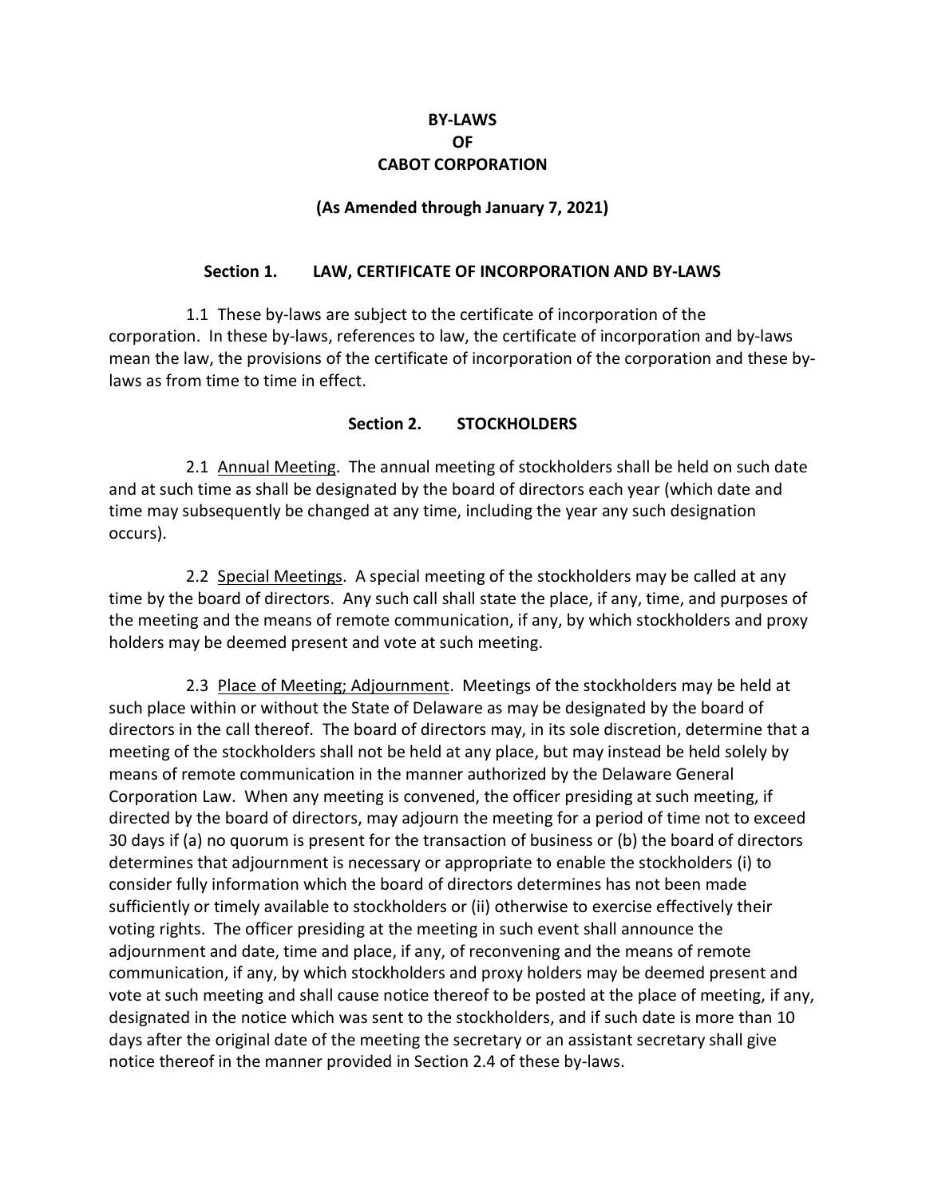# BY-LAWS
# OF
# CABOT CORPORATION

**(As Amended through January 7, 2021)**

## Section 1. LAW, CERTIFICATE OF INCORPORATION AND BY-LAWS

1.1 These by-laws are subject to the certificate of incorporation of the corporation. In these by-laws, references to law, the certificate of incorporation and by-laws mean the law, the provisions of the certificate of incorporation of the corporation and these by-laws as from time to time in effect.

## Section 2. STOCKHOLDERS

2.1 Annual Meeting. The annual meeting of stockholders shall be held on such date and at such time as shall be designated by the board of directors each year (which date and time may subsequently be changed at any time, including the year any such designation occurs).

2.2 Special Meetings. A special meeting of the stockholders may be called at any time by the board of directors. Any such call shall state the place, if any, time, and purposes of the meeting and the means of remote communication, if any, by which stockholders and proxy holders may be deemed present and vote at such meeting.

2.3 Place of Meeting; Adjournment. Meetings of the stockholders may be held at such place within or without the State of Delaware as may be designated by the board of directors in the call thereof. The board of directors may, in its sole discretion, determine that a meeting of the stockholders shall not be held at any place, but may instead be held solely by means of remote communication in the manner authorized by the Delaware General Corporation Law. When any meeting is convened, the officer presiding at such meeting, if directed by the board of directors, may adjourn the meeting for a period of time not to exceed 30 days if (a) no quorum is present for the transaction of business or (b) the board of directors determines that adjournment is necessary or appropriate to enable the stockholders (i) to consider fully information which the board of directors determines has not been made sufficiently or timely available to stockholders or (ii) otherwise to exercise effectively their voting rights. The officer presiding at the meeting in such event shall announce the adjournment and date, time and place, if any, of reconvening and the means of remote communication, if any, by which stockholders and proxy holders may be deemed present and vote at such meeting and shall cause notice thereof to be posted at the place of meeting, if any, designated in the notice which was sent to the stockholders, and if such date is more than 10 days after the original date of the meeting the secretary or an assistant secretary shall give notice thereof in the manner provided in Section 2.4 of these by-laws.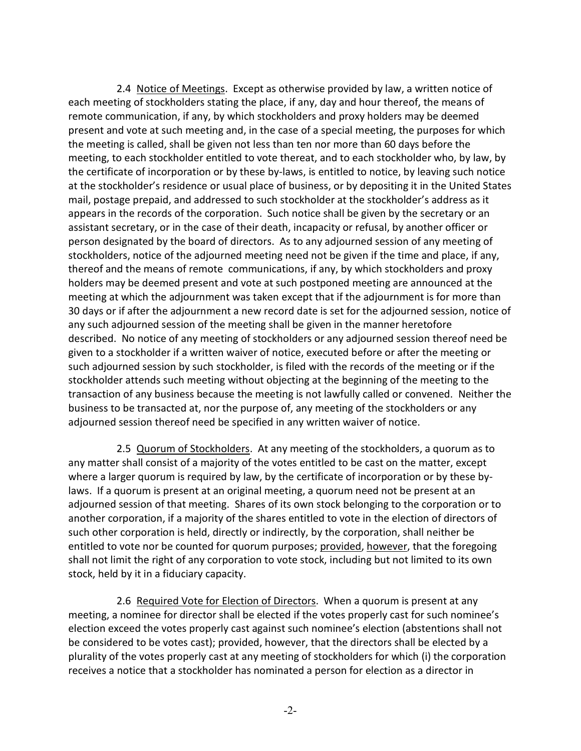2.4 <u>Notice of Meetings</u>. Except as otherwise provided by law, a written notice of each meeting of stockholders stating the place, if any, day and hour thereof, the means of remote communication, if any, by which stockholders and proxy holders may be deemed present and vote at such meeting and, in the case of a special meeting, the purposes for which the meeting is called, shall be given not less than ten nor more than 60 days before the meeting, to each stockholder entitled to vote thereat, and to each stockholder who, by law, by the certificate of incorporation or by these by-laws, is entitled to notice, by leaving such notice at the stockholder's residence or usual place of business, or by depositing it in the United States mail, postage prepaid, and addressed to such stockholder at the stockholder's address as it appears in the records of the corporation. Such notice shall be given by the secretary or an assistant secretary, or in the case of their death, incapacity or refusal, by another officer or person designated by the board of directors. As to any adjourned session of any meeting of stockholders, notice of the adjourned meeting need not be given if the time and place, if any, thereof and the means of remote communications, if any, by which stockholders and proxy holders may be deemed present and vote at such postponed meeting are announced at the meeting at which the adjournment was taken except that if the adjournment is for more than 30 days or if after the adjournment a new record date is set for the adjourned session, notice of any such adjourned session of the meeting shall be given in the manner heretofore described. No notice of any meeting of stockholders or any adjourned session thereof need be given to a stockholder if a written waiver of notice, executed before or after the meeting or such adjourned session by such stockholder, is filed with the records of the meeting or if the stockholder attends such meeting without objecting at the beginning of the meeting to the transaction of any business because the meeting is not lawfully called or convened. Neither the business to be transacted at, nor the purpose of, any meeting of the stockholders or any adjourned session thereof need be specified in any written waiver of notice.

2.5 <u>Quorum of Stockholders</u>. At any meeting of the stockholders, a quorum as to any matter shall consist of a majority of the votes entitled to be cast on the matter, except where a larger quorum is required by law, by the certificate of incorporation or by these by-laws. If a quorum is present at an original meeting, a quorum need not be present at an adjourned session of that meeting. Shares of its own stock belonging to the corporation or to another corporation, if a majority of the shares entitled to vote in the election of directors of such other corporation is held, directly or indirectly, by the corporation, shall neither be entitled to vote nor be counted for quorum purposes; <u>provided</u>, <u>however</u>, that the foregoing shall not limit the right of any corporation to vote stock, including but not limited to its own stock, held by it in a fiduciary capacity.

2.6 <u>Required Vote for Election of Directors</u>. When a quorum is present at any meeting, a nominee for director shall be elected if the votes properly cast for such nominee's election exceed the votes properly cast against such nominee's election (abstentions shall not be considered to be votes cast); provided, however, that the directors shall be elected by a plurality of the votes properly cast at any meeting of stockholders for which (i) the corporation receives a notice that a stockholder has nominated a person for election as a director in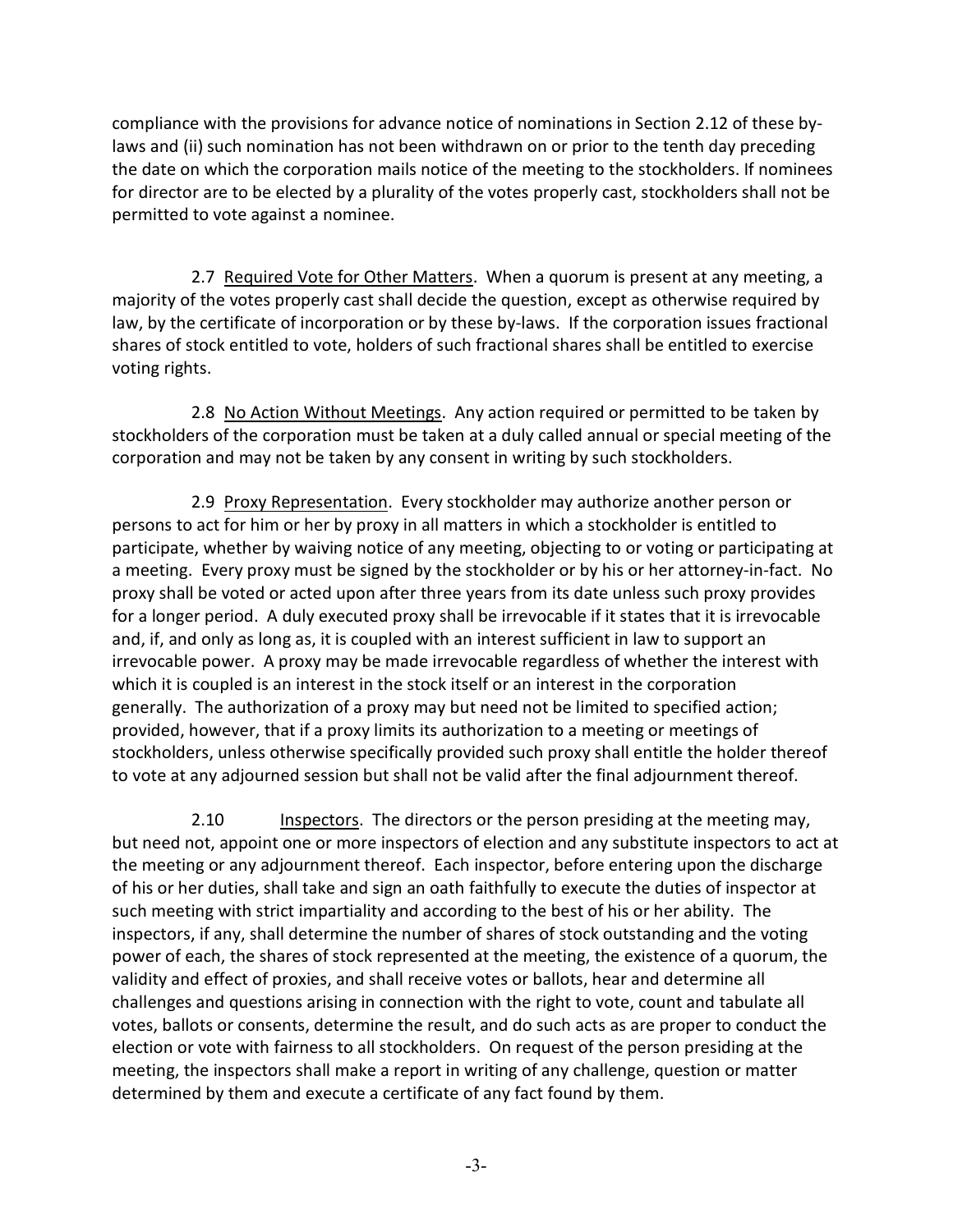compliance with the provisions for advance notice of nominations in Section 2.12 of these by-laws and (ii) such nomination has not been withdrawn on or prior to the tenth day preceding the date on which the corporation mails notice of the meeting to the stockholders. If nominees for director are to be elected by a plurality of the votes properly cast, stockholders shall not be permitted to vote against a nominee.

2.7 Required Vote for Other Matters. When a quorum is present at any meeting, a majority of the votes properly cast shall decide the question, except as otherwise required by law, by the certificate of incorporation or by these by-laws. If the corporation issues fractional shares of stock entitled to vote, holders of such fractional shares shall be entitled to exercise voting rights.

2.8 No Action Without Meetings. Any action required or permitted to be taken by stockholders of the corporation must be taken at a duly called annual or special meeting of the corporation and may not be taken by any consent in writing by such stockholders.

2.9 Proxy Representation. Every stockholder may authorize another person or persons to act for him or her by proxy in all matters in which a stockholder is entitled to participate, whether by waiving notice of any meeting, objecting to or voting or participating at a meeting. Every proxy must be signed by the stockholder or by his or her attorney-in-fact. No proxy shall be voted or acted upon after three years from its date unless such proxy provides for a longer period. A duly executed proxy shall be irrevocable if it states that it is irrevocable and, if, and only as long as, it is coupled with an interest sufficient in law to support an irrevocable power. A proxy may be made irrevocable regardless of whether the interest with which it is coupled is an interest in the stock itself or an interest in the corporation generally. The authorization of a proxy may but need not be limited to specified action; provided, however, that if a proxy limits its authorization to a meeting or meetings of stockholders, unless otherwise specifically provided such proxy shall entitle the holder thereof to vote at any adjourned session but shall not be valid after the final adjournment thereof.

2.10 Inspectors. The directors or the person presiding at the meeting may, but need not, appoint one or more inspectors of election and any substitute inspectors to act at the meeting or any adjournment thereof. Each inspector, before entering upon the discharge of his or her duties, shall take and sign an oath faithfully to execute the duties of inspector at such meeting with strict impartiality and according to the best of his or her ability. The inspectors, if any, shall determine the number of shares of stock outstanding and the voting power of each, the shares of stock represented at the meeting, the existence of a quorum, the validity and effect of proxies, and shall receive votes or ballots, hear and determine all challenges and questions arising in connection with the right to vote, count and tabulate all votes, ballots or consents, determine the result, and do such acts as are proper to conduct the election or vote with fairness to all stockholders. On request of the person presiding at the meeting, the inspectors shall make a report in writing of any challenge, question or matter determined by them and execute a certificate of any fact found by them.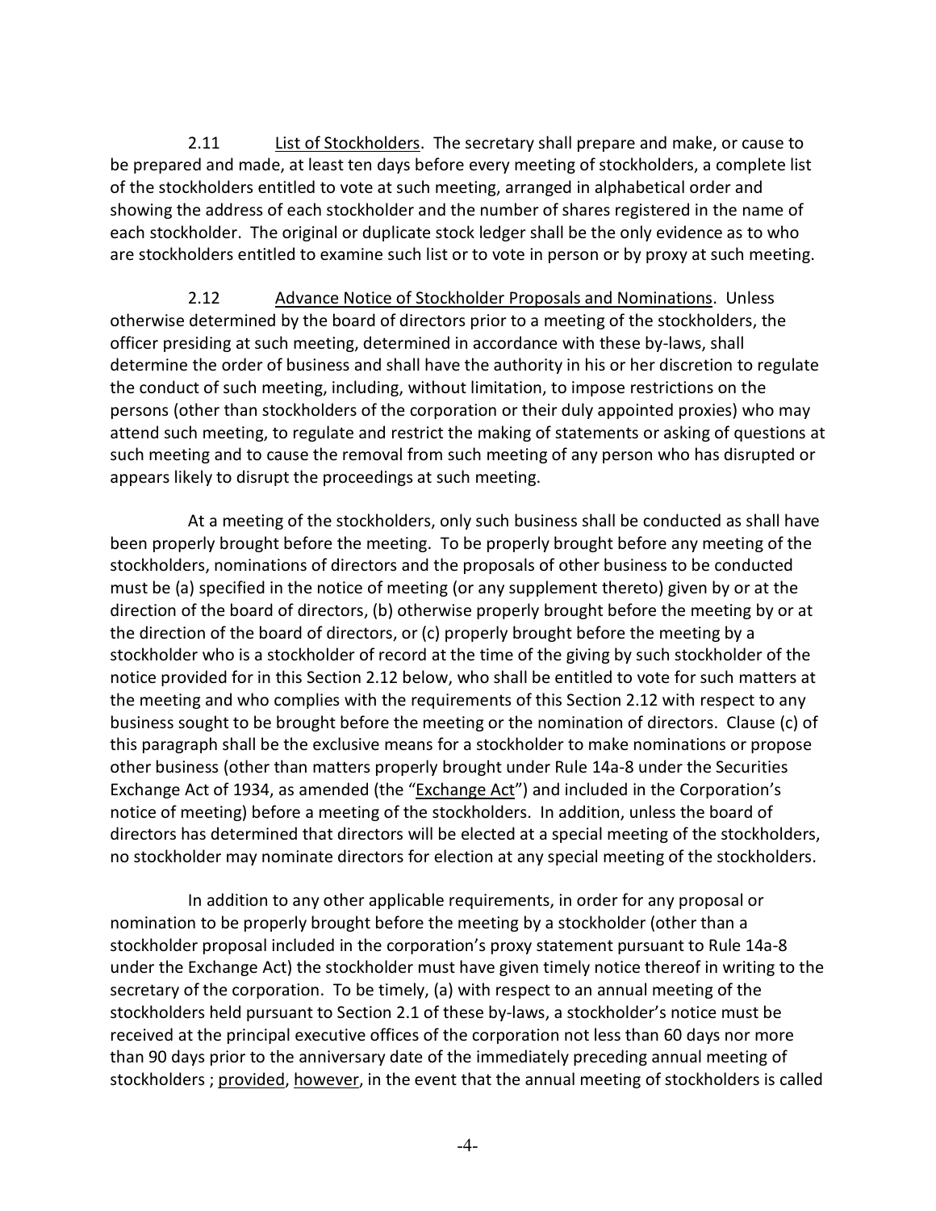2.11 List of Stockholders. The secretary shall prepare and make, or cause to be prepared and made, at least ten days before every meeting of stockholders, a complete list of the stockholders entitled to vote at such meeting, arranged in alphabetical order and showing the address of each stockholder and the number of shares registered in the name of each stockholder. The original or duplicate stock ledger shall be the only evidence as to who are stockholders entitled to examine such list or to vote in person or by proxy at such meeting.

2.12 Advance Notice of Stockholder Proposals and Nominations. Unless otherwise determined by the board of directors prior to a meeting of the stockholders, the officer presiding at such meeting, determined in accordance with these by-laws, shall determine the order of business and shall have the authority in his or her discretion to regulate the conduct of such meeting, including, without limitation, to impose restrictions on the persons (other than stockholders of the corporation or their duly appointed proxies) who may attend such meeting, to regulate and restrict the making of statements or asking of questions at such meeting and to cause the removal from such meeting of any person who has disrupted or appears likely to disrupt the proceedings at such meeting.

At a meeting of the stockholders, only such business shall be conducted as shall have been properly brought before the meeting. To be properly brought before any meeting of the stockholders, nominations of directors and the proposals of other business to be conducted must be (a) specified in the notice of meeting (or any supplement thereto) given by or at the direction of the board of directors, (b) otherwise properly brought before the meeting by or at the direction of the board of directors, or (c) properly brought before the meeting by a stockholder who is a stockholder of record at the time of the giving by such stockholder of the notice provided for in this Section 2.12 below, who shall be entitled to vote for such matters at the meeting and who complies with the requirements of this Section 2.12 with respect to any business sought to be brought before the meeting or the nomination of directors. Clause (c) of this paragraph shall be the exclusive means for a stockholder to make nominations or propose other business (other than matters properly brought under Rule 14a-8 under the Securities Exchange Act of 1934, as amended (the "Exchange Act") and included in the Corporation's notice of meeting) before a meeting of the stockholders. In addition, unless the board of directors has determined that directors will be elected at a special meeting of the stockholders, no stockholder may nominate directors for election at any special meeting of the stockholders.

In addition to any other applicable requirements, in order for any proposal or nomination to be properly brought before the meeting by a stockholder (other than a stockholder proposal included in the corporation's proxy statement pursuant to Rule 14a-8 under the Exchange Act) the stockholder must have given timely notice thereof in writing to the secretary of the corporation. To be timely, (a) with respect to an annual meeting of the stockholders held pursuant to Section 2.1 of these by-laws, a stockholder's notice must be received at the principal executive offices of the corporation not less than 60 days nor more than 90 days prior to the anniversary date of the immediately preceding annual meeting of stockholders ; provided, however, in the event that the annual meeting of stockholders is called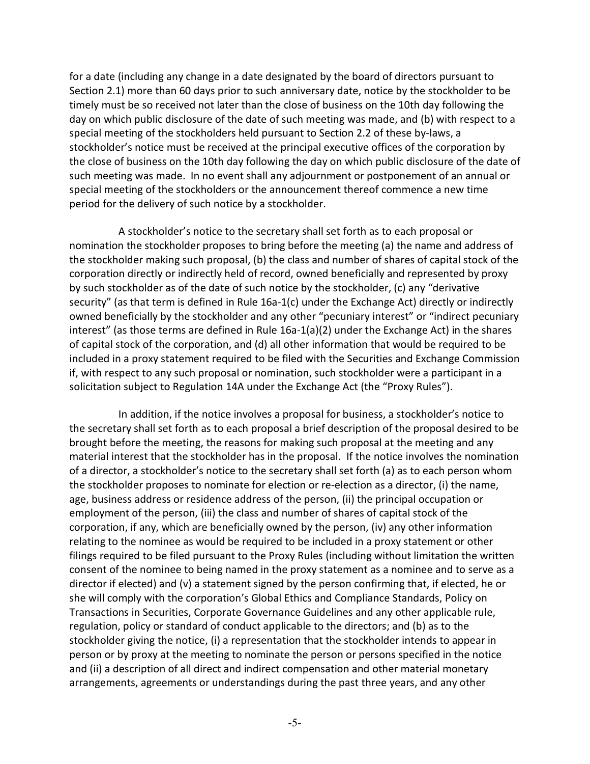for a date (including any change in a date designated by the board of directors pursuant to Section 2.1) more than 60 days prior to such anniversary date, notice by the stockholder to be timely must be so received not later than the close of business on the 10th day following the day on which public disclosure of the date of such meeting was made, and (b) with respect to a special meeting of the stockholders held pursuant to Section 2.2 of these by-laws, a stockholder's notice must be received at the principal executive offices of the corporation by the close of business on the 10th day following the day on which public disclosure of the date of such meeting was made. In no event shall any adjournment or postponement of an annual or special meeting of the stockholders or the announcement thereof commence a new time period for the delivery of such notice by a stockholder.

A stockholder's notice to the secretary shall set forth as to each proposal or nomination the stockholder proposes to bring before the meeting (a) the name and address of the stockholder making such proposal, (b) the class and number of shares of capital stock of the corporation directly or indirectly held of record, owned beneficially and represented by proxy by such stockholder as of the date of such notice by the stockholder, (c) any "derivative security" (as that term is defined in Rule 16a-1(c) under the Exchange Act) directly or indirectly owned beneficially by the stockholder and any other "pecuniary interest" or "indirect pecuniary interest" (as those terms are defined in Rule 16a-1(a)(2) under the Exchange Act) in the shares of capital stock of the corporation, and (d) all other information that would be required to be included in a proxy statement required to be filed with the Securities and Exchange Commission if, with respect to any such proposal or nomination, such stockholder were a participant in a solicitation subject to Regulation 14A under the Exchange Act (the "Proxy Rules").

In addition, if the notice involves a proposal for business, a stockholder's notice to the secretary shall set forth as to each proposal a brief description of the proposal desired to be brought before the meeting, the reasons for making such proposal at the meeting and any material interest that the stockholder has in the proposal. If the notice involves the nomination of a director, a stockholder's notice to the secretary shall set forth (a) as to each person whom the stockholder proposes to nominate for election or re-election as a director, (i) the name, age, business address or residence address of the person, (ii) the principal occupation or employment of the person, (iii) the class and number of shares of capital stock of the corporation, if any, which are beneficially owned by the person, (iv) any other information relating to the nominee as would be required to be included in a proxy statement or other filings required to be filed pursuant to the Proxy Rules (including without limitation the written consent of the nominee to being named in the proxy statement as a nominee and to serve as a director if elected) and (v) a statement signed by the person confirming that, if elected, he or she will comply with the corporation's Global Ethics and Compliance Standards, Policy on Transactions in Securities, Corporate Governance Guidelines and any other applicable rule, regulation, policy or standard of conduct applicable to the directors; and (b) as to the stockholder giving the notice, (i) a representation that the stockholder intends to appear in person or by proxy at the meeting to nominate the person or persons specified in the notice and (ii) a description of all direct and indirect compensation and other material monetary arrangements, agreements or understandings during the past three years, and any other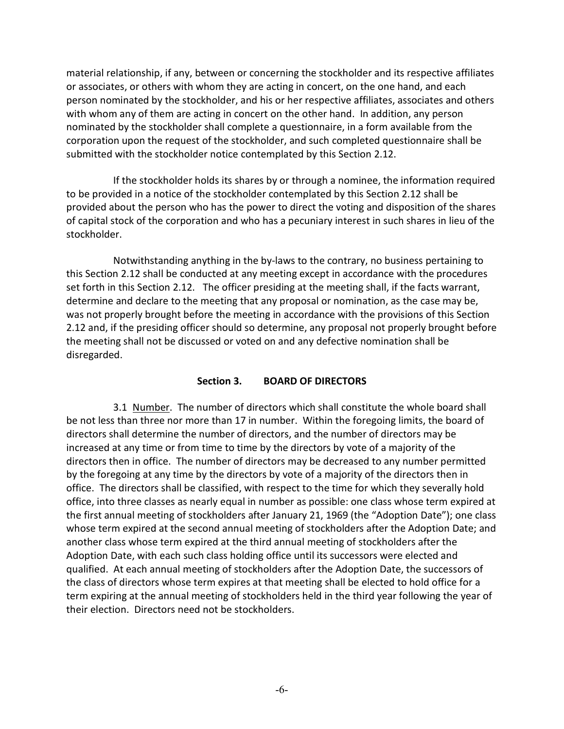material relationship, if any, between or concerning the stockholder and its respective affiliates or associates, or others with whom they are acting in concert, on the one hand, and each person nominated by the stockholder, and his or her respective affiliates, associates and others with whom any of them are acting in concert on the other hand. In addition, any person nominated by the stockholder shall complete a questionnaire, in a form available from the corporation upon the request of the stockholder, and such completed questionnaire shall be submitted with the stockholder notice contemplated by this Section 2.12.

If the stockholder holds its shares by or through a nominee, the information required to be provided in a notice of the stockholder contemplated by this Section 2.12 shall be provided about the person who has the power to direct the voting and disposition of the shares of capital stock of the corporation and who has a pecuniary interest in such shares in lieu of the stockholder.

Notwithstanding anything in the by-laws to the contrary, no business pertaining to this Section 2.12 shall be conducted at any meeting except in accordance with the procedures set forth in this Section 2.12. The officer presiding at the meeting shall, if the facts warrant, determine and declare to the meeting that any proposal or nomination, as the case may be, was not properly brought before the meeting in accordance with the provisions of this Section 2.12 and, if the presiding officer should so determine, any proposal not properly brought before the meeting shall not be discussed or voted on and any defective nomination shall be disregarded.

## Section 3. BOARD OF DIRECTORS

3.1 Number. The number of directors which shall constitute the whole board shall be not less than three nor more than 17 in number. Within the foregoing limits, the board of directors shall determine the number of directors, and the number of directors may be increased at any time or from time to time by the directors by vote of a majority of the directors then in office. The number of directors may be decreased to any number permitted by the foregoing at any time by the directors by vote of a majority of the directors then in office. The directors shall be classified, with respect to the time for which they severally hold office, into three classes as nearly equal in number as possible: one class whose term expired at the first annual meeting of stockholders after January 21, 1969 (the "Adoption Date"); one class whose term expired at the second annual meeting of stockholders after the Adoption Date; and another class whose term expired at the third annual meeting of stockholders after the Adoption Date, with each such class holding office until its successors were elected and qualified. At each annual meeting of stockholders after the Adoption Date, the successors of the class of directors whose term expires at that meeting shall be elected to hold office for a term expiring at the annual meeting of stockholders held in the third year following the year of their election. Directors need not be stockholders.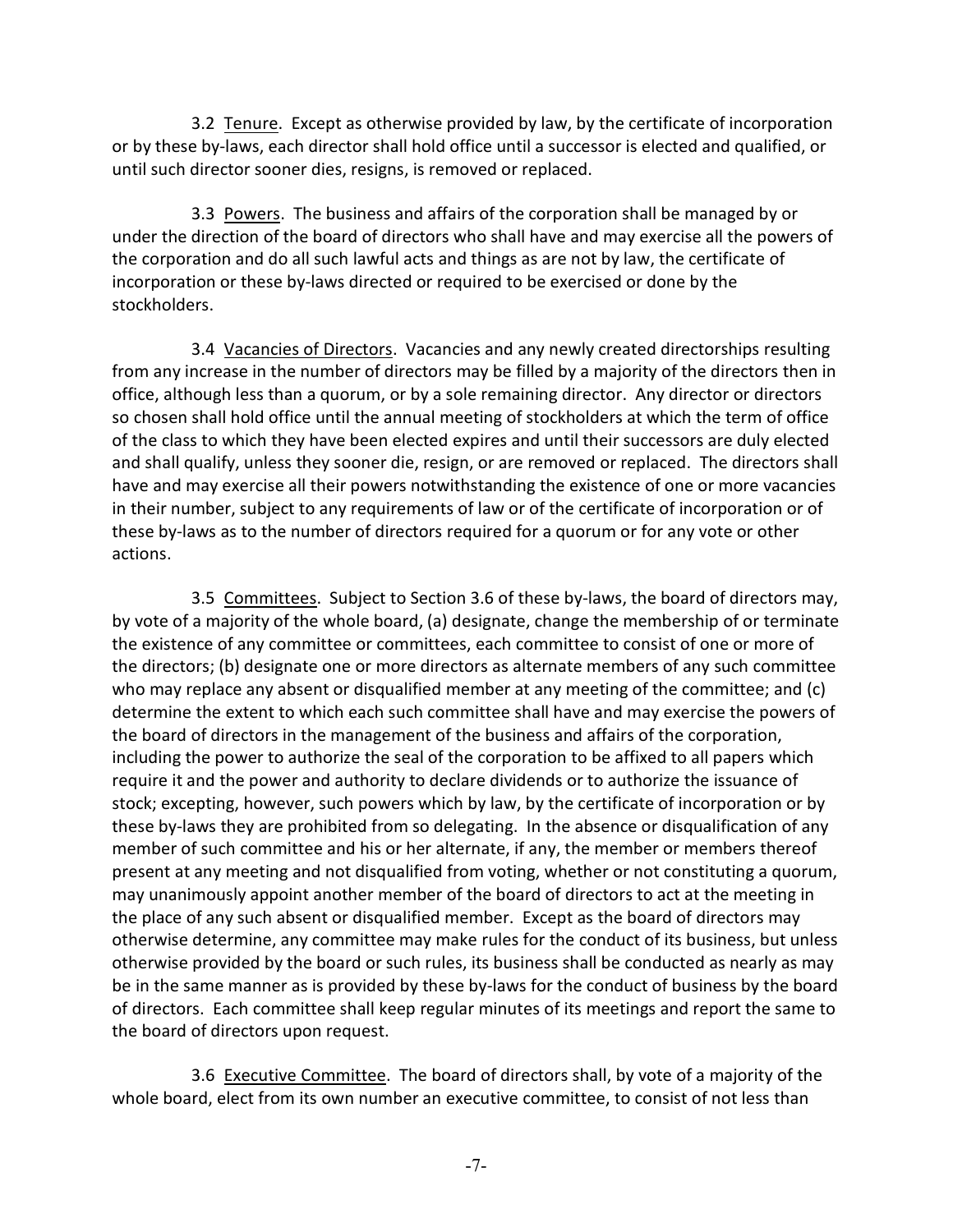3.2 Tenure. Except as otherwise provided by law, by the certificate of incorporation or by these by-laws, each director shall hold office until a successor is elected and qualified, or until such director sooner dies, resigns, is removed or replaced.

3.3 Powers. The business and affairs of the corporation shall be managed by or under the direction of the board of directors who shall have and may exercise all the powers of the corporation and do all such lawful acts and things as are not by law, the certificate of incorporation or these by-laws directed or required to be exercised or done by the stockholders.

3.4 Vacancies of Directors. Vacancies and any newly created directorships resulting from any increase in the number of directors may be filled by a majority of the directors then in office, although less than a quorum, or by a sole remaining director. Any director or directors so chosen shall hold office until the annual meeting of stockholders at which the term of office of the class to which they have been elected expires and until their successors are duly elected and shall qualify, unless they sooner die, resign, or are removed or replaced. The directors shall have and may exercise all their powers notwithstanding the existence of one or more vacancies in their number, subject to any requirements of law or of the certificate of incorporation or of these by-laws as to the number of directors required for a quorum or for any vote or other actions.

3.5 Committees. Subject to Section 3.6 of these by-laws, the board of directors may, by vote of a majority of the whole board, (a) designate, change the membership of or terminate the existence of any committee or committees, each committee to consist of one or more of the directors; (b) designate one or more directors as alternate members of any such committee who may replace any absent or disqualified member at any meeting of the committee; and (c) determine the extent to which each such committee shall have and may exercise the powers of the board of directors in the management of the business and affairs of the corporation, including the power to authorize the seal of the corporation to be affixed to all papers which require it and the power and authority to declare dividends or to authorize the issuance of stock; excepting, however, such powers which by law, by the certificate of incorporation or by these by-laws they are prohibited from so delegating. In the absence or disqualification of any member of such committee and his or her alternate, if any, the member or members thereof present at any meeting and not disqualified from voting, whether or not constituting a quorum, may unanimously appoint another member of the board of directors to act at the meeting in the place of any such absent or disqualified member. Except as the board of directors may otherwise determine, any committee may make rules for the conduct of its business, but unless otherwise provided by the board or such rules, its business shall be conducted as nearly as may be in the same manner as is provided by these by-laws for the conduct of business by the board of directors. Each committee shall keep regular minutes of its meetings and report the same to the board of directors upon request.

3.6 Executive Committee. The board of directors shall, by vote of a majority of the whole board, elect from its own number an executive committee, to consist of not less than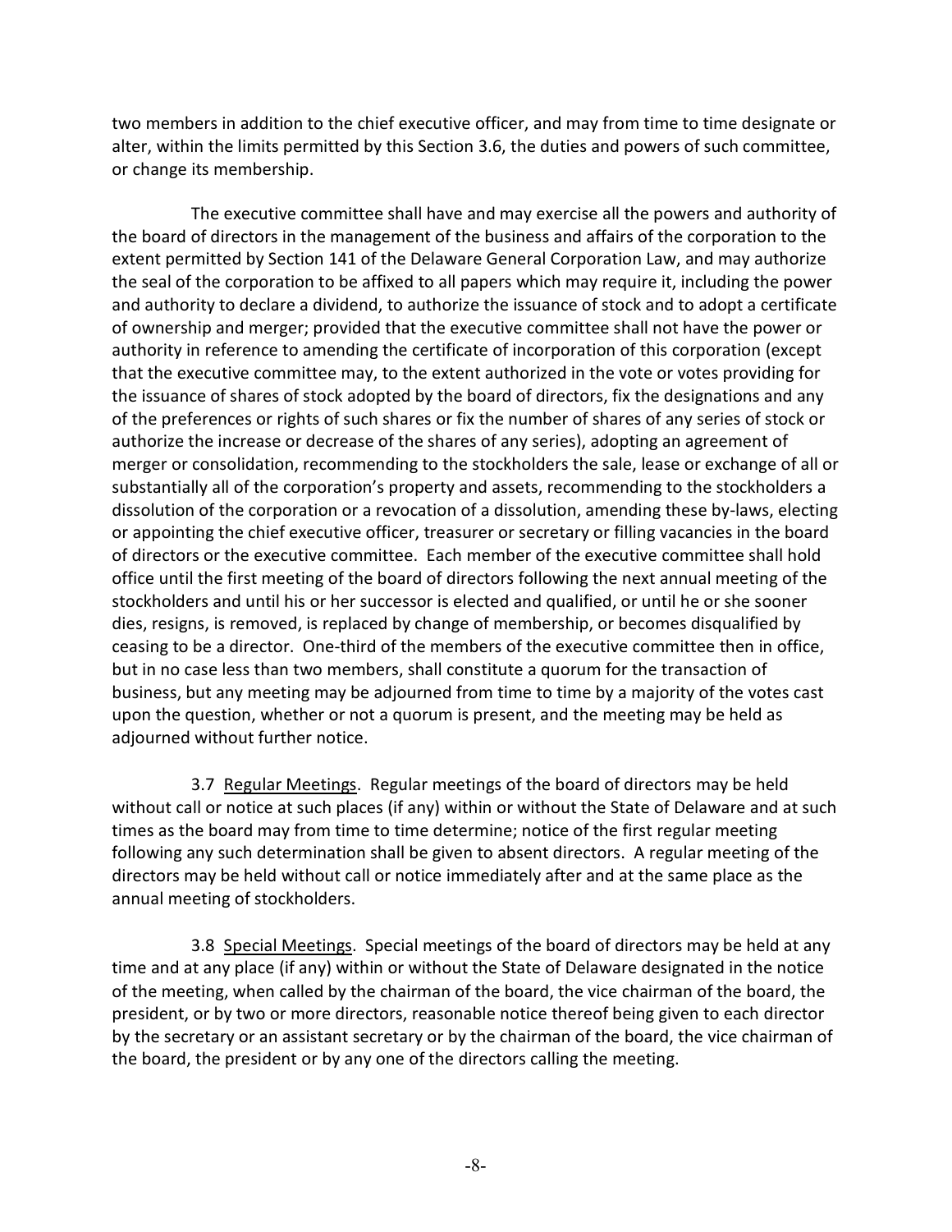two members in addition to the chief executive officer, and may from time to time designate or alter, within the limits permitted by this Section 3.6, the duties and powers of such committee, or change its membership.

The executive committee shall have and may exercise all the powers and authority of the board of directors in the management of the business and affairs of the corporation to the extent permitted by Section 141 of the Delaware General Corporation Law, and may authorize the seal of the corporation to be affixed to all papers which may require it, including the power and authority to declare a dividend, to authorize the issuance of stock and to adopt a certificate of ownership and merger; provided that the executive committee shall not have the power or authority in reference to amending the certificate of incorporation of this corporation (except that the executive committee may, to the extent authorized in the vote or votes providing for the issuance of shares of stock adopted by the board of directors, fix the designations and any of the preferences or rights of such shares or fix the number of shares of any series of stock or authorize the increase or decrease of the shares of any series), adopting an agreement of merger or consolidation, recommending to the stockholders the sale, lease or exchange of all or substantially all of the corporation's property and assets, recommending to the stockholders a dissolution of the corporation or a revocation of a dissolution, amending these by-laws, electing or appointing the chief executive officer, treasurer or secretary or filling vacancies in the board of directors or the executive committee. Each member of the executive committee shall hold office until the first meeting of the board of directors following the next annual meeting of the stockholders and until his or her successor is elected and qualified, or until he or she sooner dies, resigns, is removed, is replaced by change of membership, or becomes disqualified by ceasing to be a director. One-third of the members of the executive committee then in office, but in no case less than two members, shall constitute a quorum for the transaction of business, but any meeting may be adjourned from time to time by a majority of the votes cast upon the question, whether or not a quorum is present, and the meeting may be held as adjourned without further notice.

3.7 Regular Meetings. Regular meetings of the board of directors may be held without call or notice at such places (if any) within or without the State of Delaware and at such times as the board may from time to time determine; notice of the first regular meeting following any such determination shall be given to absent directors. A regular meeting of the directors may be held without call or notice immediately after and at the same place as the annual meeting of stockholders.

3.8 Special Meetings. Special meetings of the board of directors may be held at any time and at any place (if any) within or without the State of Delaware designated in the notice of the meeting, when called by the chairman of the board, the vice chairman of the board, the president, or by two or more directors, reasonable notice thereof being given to each director by the secretary or an assistant secretary or by the chairman of the board, the vice chairman of the board, the president or by any one of the directors calling the meeting.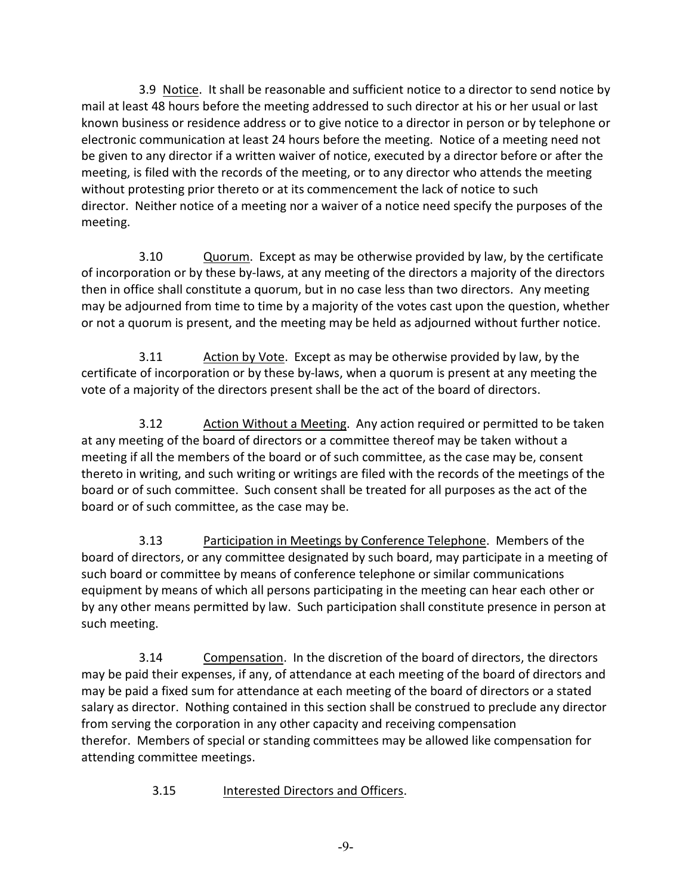3.9 Notice. It shall be reasonable and sufficient notice to a director to send notice by mail at least 48 hours before the meeting addressed to such director at his or her usual or last known business or residence address or to give notice to a director in person or by telephone or electronic communication at least 24 hours before the meeting. Notice of a meeting need not be given to any director if a written waiver of notice, executed by a director before or after the meeting, is filed with the records of the meeting, or to any director who attends the meeting without protesting prior thereto or at its commencement the lack of notice to such director. Neither notice of a meeting nor a waiver of a notice need specify the purposes of the meeting.

3.10 Quorum. Except as may be otherwise provided by law, by the certificate of incorporation or by these by-laws, at any meeting of the directors a majority of the directors then in office shall constitute a quorum, but in no case less than two directors. Any meeting may be adjourned from time to time by a majority of the votes cast upon the question, whether or not a quorum is present, and the meeting may be held as adjourned without further notice.

3.11 Action by Vote. Except as may be otherwise provided by law, by the certificate of incorporation or by these by-laws, when a quorum is present at any meeting the vote of a majority of the directors present shall be the act of the board of directors.

3.12 Action Without a Meeting. Any action required or permitted to be taken at any meeting of the board of directors or a committee thereof may be taken without a meeting if all the members of the board or of such committee, as the case may be, consent thereto in writing, and such writing or writings are filed with the records of the meetings of the board or of such committee. Such consent shall be treated for all purposes as the act of the board or of such committee, as the case may be.

3.13 Participation in Meetings by Conference Telephone. Members of the board of directors, or any committee designated by such board, may participate in a meeting of such board or committee by means of conference telephone or similar communications equipment by means of which all persons participating in the meeting can hear each other or by any other means permitted by law. Such participation shall constitute presence in person at such meeting.

3.14 Compensation. In the discretion of the board of directors, the directors may be paid their expenses, if any, of attendance at each meeting of the board of directors and may be paid a fixed sum for attendance at each meeting of the board of directors or a stated salary as director. Nothing contained in this section shall be construed to preclude any director from serving the corporation in any other capacity and receiving compensation therefor. Members of special or standing committees may be allowed like compensation for attending committee meetings.

3.15 Interested Directors and Officers.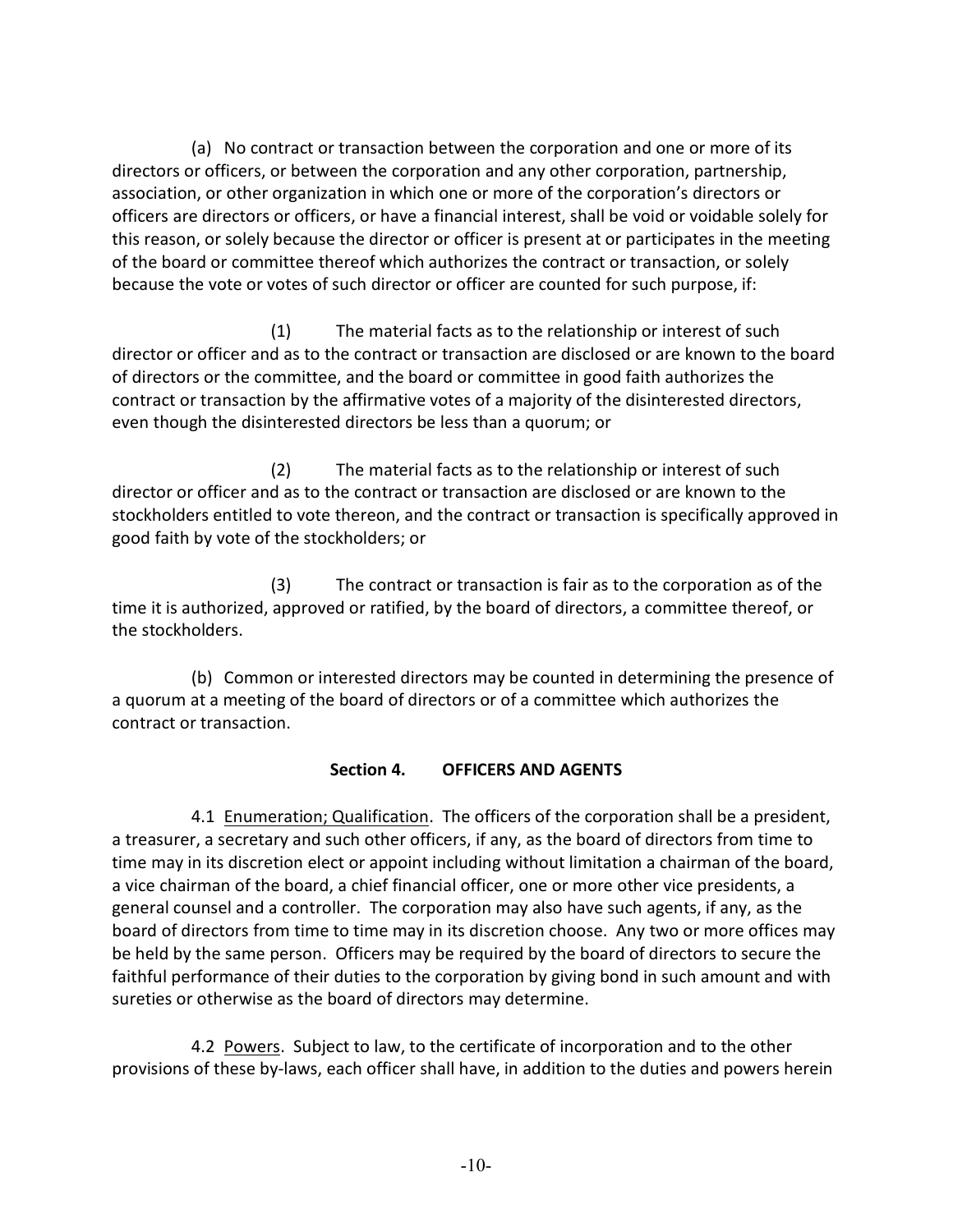(a) No contract or transaction between the corporation and one or more of its directors or officers, or between the corporation and any other corporation, partnership, association, or other organization in which one or more of the corporation's directors or officers are directors or officers, or have a financial interest, shall be void or voidable solely for this reason, or solely because the director or officer is present at or participates in the meeting of the board or committee thereof which authorizes the contract or transaction, or solely because the vote or votes of such director or officer are counted for such purpose, if:

(1) The material facts as to the relationship or interest of such director or officer and as to the contract or transaction are disclosed or are known to the board of directors or the committee, and the board or committee in good faith authorizes the contract or transaction by the affirmative votes of a majority of the disinterested directors, even though the disinterested directors be less than a quorum; or

(2) The material facts as to the relationship or interest of such director or officer and as to the contract or transaction are disclosed or are known to the stockholders entitled to vote thereon, and the contract or transaction is specifically approved in good faith by vote of the stockholders; or

(3) The contract or transaction is fair as to the corporation as of the time it is authorized, approved or ratified, by the board of directors, a committee thereof, or the stockholders.

(b) Common or interested directors may be counted in determining the presence of a quorum at a meeting of the board of directors or of a committee which authorizes the contract or transaction.

## Section 4. OFFICERS AND AGENTS

4.1 Enumeration; Qualification. The officers of the corporation shall be a president, a treasurer, a secretary and such other officers, if any, as the board of directors from time to time may in its discretion elect or appoint including without limitation a chairman of the board, a vice chairman of the board, a chief financial officer, one or more other vice presidents, a general counsel and a controller. The corporation may also have such agents, if any, as the board of directors from time to time may in its discretion choose. Any two or more offices may be held by the same person. Officers may be required by the board of directors to secure the faithful performance of their duties to the corporation by giving bond in such amount and with sureties or otherwise as the board of directors may determine.

4.2 Powers. Subject to law, to the certificate of incorporation and to the other provisions of these by-laws, each officer shall have, in addition to the duties and powers herein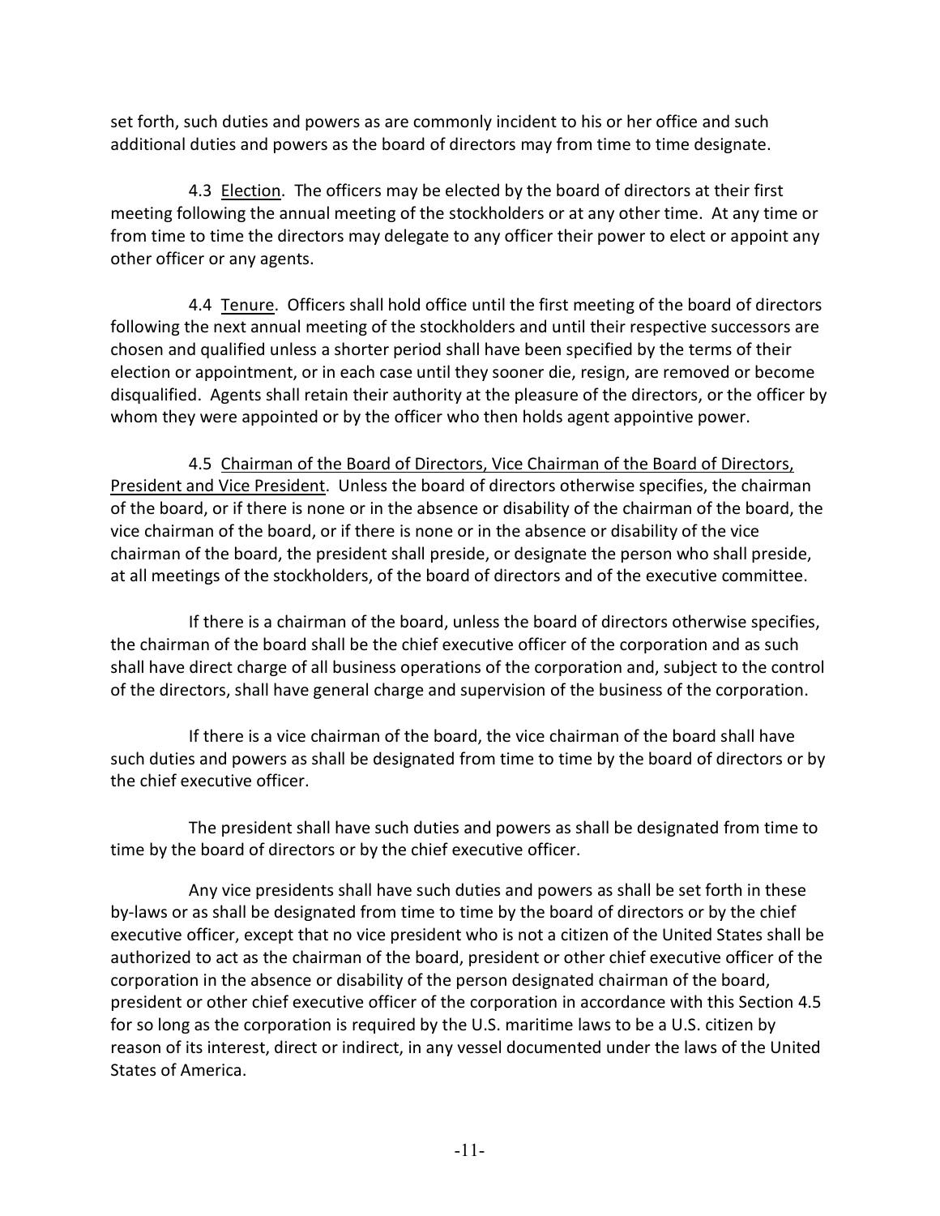set forth, such duties and powers as are commonly incident to his or her office and such additional duties and powers as the board of directors may from time to time designate.

4.3 Election. The officers may be elected by the board of directors at their first meeting following the annual meeting of the stockholders or at any other time. At any time or from time to time the directors may delegate to any officer their power to elect or appoint any other officer or any agents.

4.4 Tenure. Officers shall hold office until the first meeting of the board of directors following the next annual meeting of the stockholders and until their respective successors are chosen and qualified unless a shorter period shall have been specified by the terms of their election or appointment, or in each case until they sooner die, resign, are removed or become disqualified. Agents shall retain their authority at the pleasure of the directors, or the officer by whom they were appointed or by the officer who then holds agent appointive power.

4.5 Chairman of the Board of Directors, Vice Chairman of the Board of Directors, President and Vice President. Unless the board of directors otherwise specifies, the chairman of the board, or if there is none or in the absence or disability of the chairman of the board, the vice chairman of the board, or if there is none or in the absence or disability of the vice chairman of the board, the president shall preside, or designate the person who shall preside, at all meetings of the stockholders, of the board of directors and of the executive committee.

If there is a chairman of the board, unless the board of directors otherwise specifies, the chairman of the board shall be the chief executive officer of the corporation and as such shall have direct charge of all business operations of the corporation and, subject to the control of the directors, shall have general charge and supervision of the business of the corporation.

If there is a vice chairman of the board, the vice chairman of the board shall have such duties and powers as shall be designated from time to time by the board of directors or by the chief executive officer.

The president shall have such duties and powers as shall be designated from time to time by the board of directors or by the chief executive officer.

Any vice presidents shall have such duties and powers as shall be set forth in these by-laws or as shall be designated from time to time by the board of directors or by the chief executive officer, except that no vice president who is not a citizen of the United States shall be authorized to act as the chairman of the board, president or other chief executive officer of the corporation in the absence or disability of the person designated chairman of the board, president or other chief executive officer of the corporation in accordance with this Section 4.5 for so long as the corporation is required by the U.S. maritime laws to be a U.S. citizen by reason of its interest, direct or indirect, in any vessel documented under the laws of the United States of America.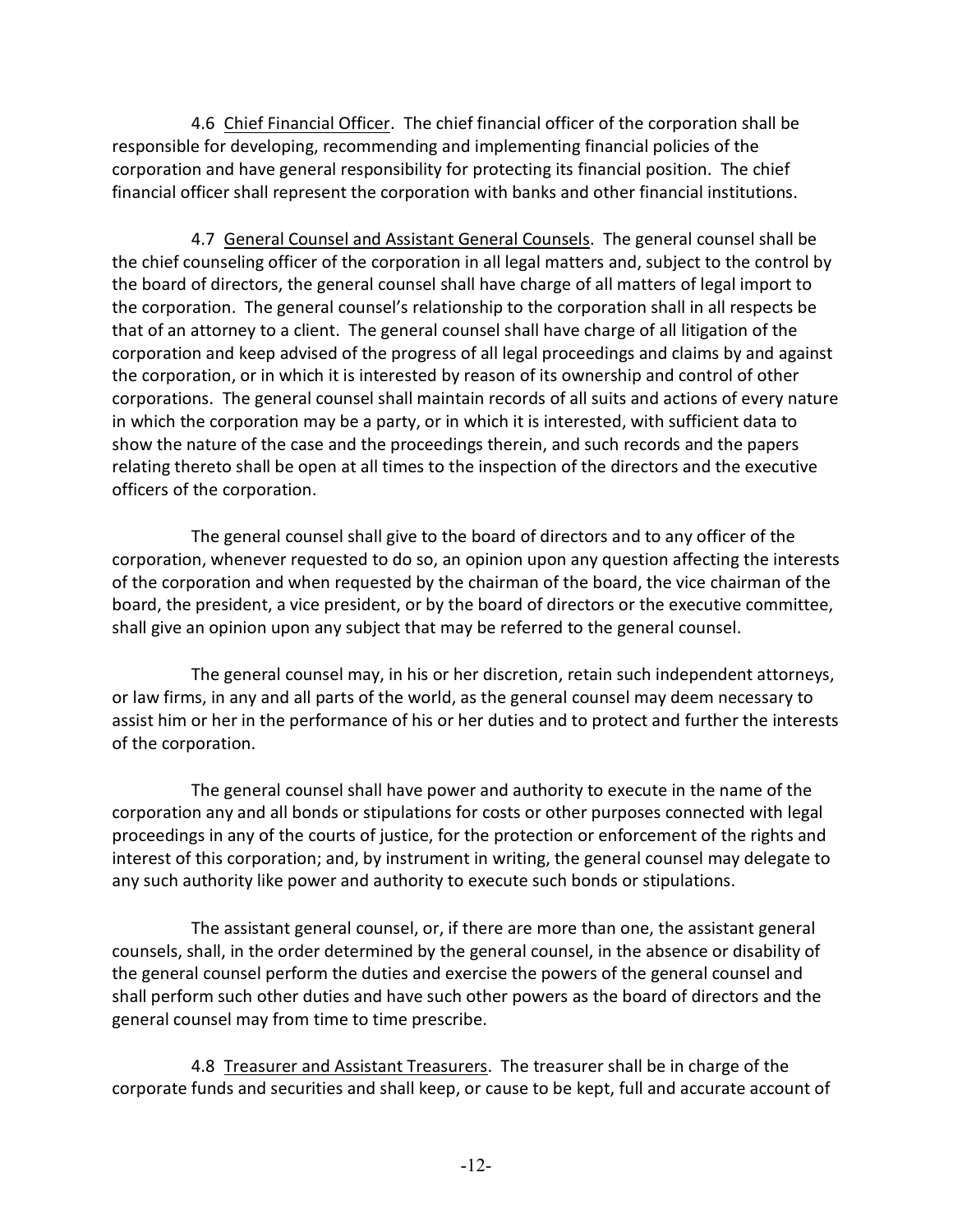4.6 Chief Financial Officer. The chief financial officer of the corporation shall be responsible for developing, recommending and implementing financial policies of the corporation and have general responsibility for protecting its financial position. The chief financial officer shall represent the corporation with banks and other financial institutions.

4.7 General Counsel and Assistant General Counsels. The general counsel shall be the chief counseling officer of the corporation in all legal matters and, subject to the control by the board of directors, the general counsel shall have charge of all matters of legal import to the corporation. The general counsel's relationship to the corporation shall in all respects be that of an attorney to a client. The general counsel shall have charge of all litigation of the corporation and keep advised of the progress of all legal proceedings and claims by and against the corporation, or in which it is interested by reason of its ownership and control of other corporations. The general counsel shall maintain records of all suits and actions of every nature in which the corporation may be a party, or in which it is interested, with sufficient data to show the nature of the case and the proceedings therein, and such records and the papers relating thereto shall be open at all times to the inspection of the directors and the executive officers of the corporation.

The general counsel shall give to the board of directors and to any officer of the corporation, whenever requested to do so, an opinion upon any question affecting the interests of the corporation and when requested by the chairman of the board, the vice chairman of the board, the president, a vice president, or by the board of directors or the executive committee, shall give an opinion upon any subject that may be referred to the general counsel.

The general counsel may, in his or her discretion, retain such independent attorneys, or law firms, in any and all parts of the world, as the general counsel may deem necessary to assist him or her in the performance of his or her duties and to protect and further the interests of the corporation.

The general counsel shall have power and authority to execute in the name of the corporation any and all bonds or stipulations for costs or other purposes connected with legal proceedings in any of the courts of justice, for the protection or enforcement of the rights and interest of this corporation; and, by instrument in writing, the general counsel may delegate to any such authority like power and authority to execute such bonds or stipulations.

The assistant general counsel, or, if there are more than one, the assistant general counsels, shall, in the order determined by the general counsel, in the absence or disability of the general counsel perform the duties and exercise the powers of the general counsel and shall perform such other duties and have such other powers as the board of directors and the general counsel may from time to time prescribe.

4.8 Treasurer and Assistant Treasurers. The treasurer shall be in charge of the corporate funds and securities and shall keep, or cause to be kept, full and accurate account of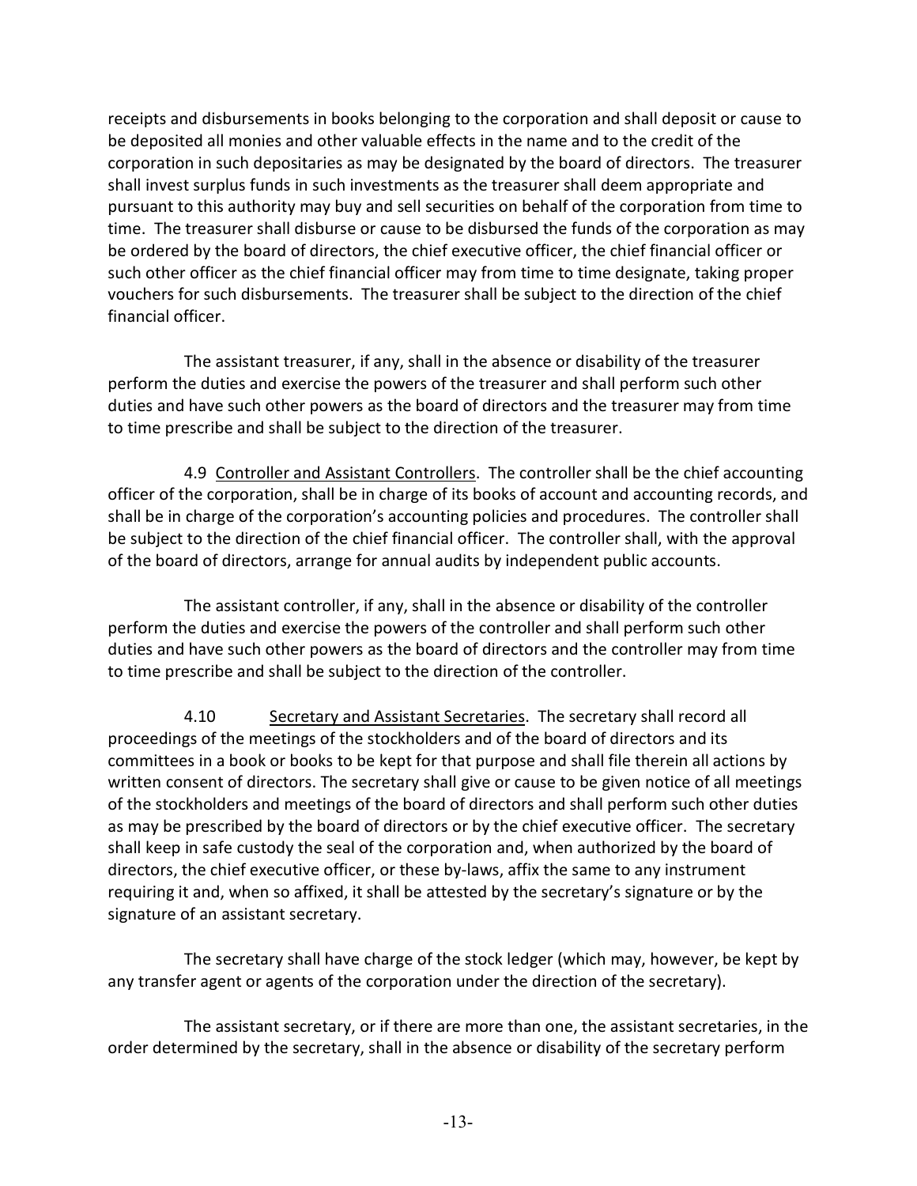receipts and disbursements in books belonging to the corporation and shall deposit or cause to be deposited all monies and other valuable effects in the name and to the credit of the corporation in such depositaries as may be designated by the board of directors. The treasurer shall invest surplus funds in such investments as the treasurer shall deem appropriate and pursuant to this authority may buy and sell securities on behalf of the corporation from time to time. The treasurer shall disburse or cause to be disbursed the funds of the corporation as may be ordered by the board of directors, the chief executive officer, the chief financial officer or such other officer as the chief financial officer may from time to time designate, taking proper vouchers for such disbursements. The treasurer shall be subject to the direction of the chief financial officer.

The assistant treasurer, if any, shall in the absence or disability of the treasurer perform the duties and exercise the powers of the treasurer and shall perform such other duties and have such other powers as the board of directors and the treasurer may from time to time prescribe and shall be subject to the direction of the treasurer.

4.9 Controller and Assistant Controllers. The controller shall be the chief accounting officer of the corporation, shall be in charge of its books of account and accounting records, and shall be in charge of the corporation's accounting policies and procedures. The controller shall be subject to the direction of the chief financial officer. The controller shall, with the approval of the board of directors, arrange for annual audits by independent public accounts.

The assistant controller, if any, shall in the absence or disability of the controller perform the duties and exercise the powers of the controller and shall perform such other duties and have such other powers as the board of directors and the controller may from time to time prescribe and shall be subject to the direction of the controller.

4.10 Secretary and Assistant Secretaries. The secretary shall record all proceedings of the meetings of the stockholders and of the board of directors and its committees in a book or books to be kept for that purpose and shall file therein all actions by written consent of directors. The secretary shall give or cause to be given notice of all meetings of the stockholders and meetings of the board of directors and shall perform such other duties as may be prescribed by the board of directors or by the chief executive officer. The secretary shall keep in safe custody the seal of the corporation and, when authorized by the board of directors, the chief executive officer, or these by-laws, affix the same to any instrument requiring it and, when so affixed, it shall be attested by the secretary's signature or by the signature of an assistant secretary.

The secretary shall have charge of the stock ledger (which may, however, be kept by any transfer agent or agents of the corporation under the direction of the secretary).

The assistant secretary, or if there are more than one, the assistant secretaries, in the order determined by the secretary, shall in the absence or disability of the secretary perform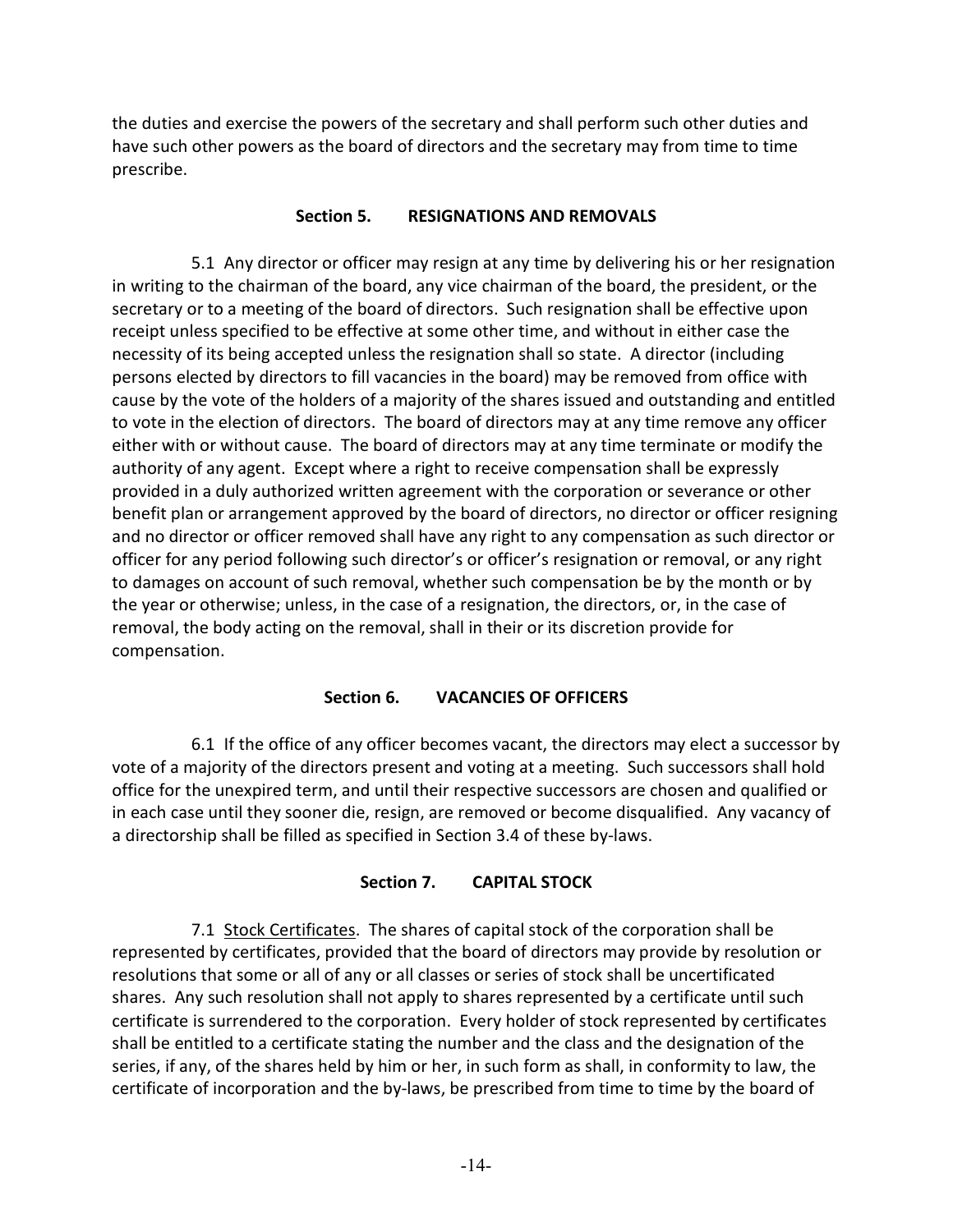the duties and exercise the powers of the secretary and shall perform such other duties and have such other powers as the board of directors and the secretary may from time to time prescribe.

## Section 5. RESIGNATIONS AND REMOVALS

5.1 Any director or officer may resign at any time by delivering his or her resignation in writing to the chairman of the board, any vice chairman of the board, the president, or the secretary or to a meeting of the board of directors. Such resignation shall be effective upon receipt unless specified to be effective at some other time, and without in either case the necessity of its being accepted unless the resignation shall so state. A director (including persons elected by directors to fill vacancies in the board) may be removed from office with cause by the vote of the holders of a majority of the shares issued and outstanding and entitled to vote in the election of directors. The board of directors may at any time remove any officer either with or without cause. The board of directors may at any time terminate or modify the authority of any agent. Except where a right to receive compensation shall be expressly provided in a duly authorized written agreement with the corporation or severance or other benefit plan or arrangement approved by the board of directors, no director or officer resigning and no director or officer removed shall have any right to any compensation as such director or officer for any period following such director's or officer's resignation or removal, or any right to damages on account of such removal, whether such compensation be by the month or by the year or otherwise; unless, in the case of a resignation, the directors, or, in the case of removal, the body acting on the removal, shall in their or its discretion provide for compensation.

## Section 6. VACANCIES OF OFFICERS

6.1 If the office of any officer becomes vacant, the directors may elect a successor by vote of a majority of the directors present and voting at a meeting. Such successors shall hold office for the unexpired term, and until their respective successors are chosen and qualified or in each case until they sooner die, resign, are removed or become disqualified. Any vacancy of a directorship shall be filled as specified in Section 3.4 of these by-laws.

## Section 7. CAPITAL STOCK

7.1 Stock Certificates. The shares of capital stock of the corporation shall be represented by certificates, provided that the board of directors may provide by resolution or resolutions that some or all of any or all classes or series of stock shall be uncertificated shares. Any such resolution shall not apply to shares represented by a certificate until such certificate is surrendered to the corporation. Every holder of stock represented by certificates shall be entitled to a certificate stating the number and the class and the designation of the series, if any, of the shares held by him or her, in such form as shall, in conformity to law, the certificate of incorporation and the by-laws, be prescribed from time to time by the board of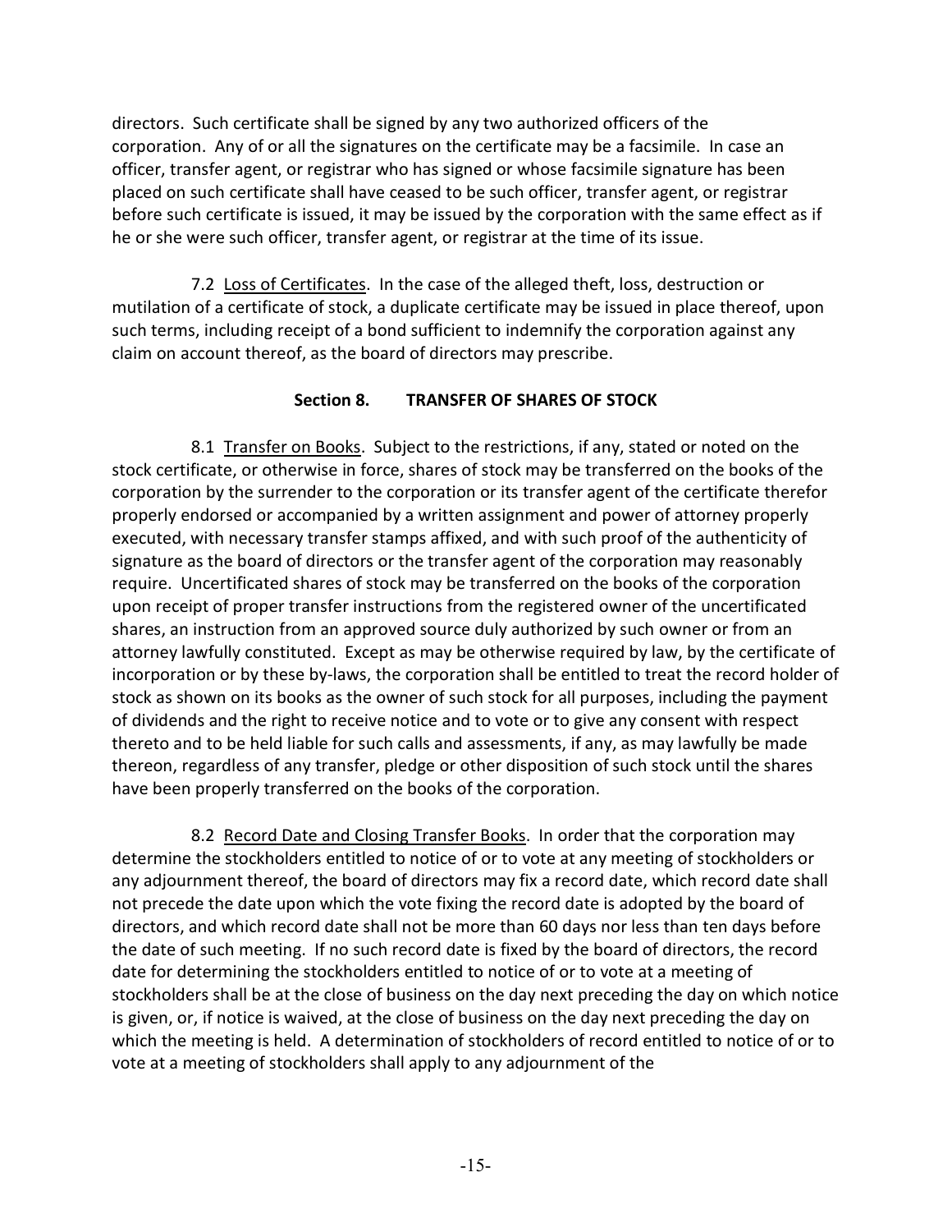directors. Such certificate shall be signed by any two authorized officers of the corporation. Any of or all the signatures on the certificate may be a facsimile. In case an officer, transfer agent, or registrar who has signed or whose facsimile signature has been placed on such certificate shall have ceased to be such officer, transfer agent, or registrar before such certificate is issued, it may be issued by the corporation with the same effect as if he or she were such officer, transfer agent, or registrar at the time of its issue.

7.2 Loss of Certificates. In the case of the alleged theft, loss, destruction or mutilation of a certificate of stock, a duplicate certificate may be issued in place thereof, upon such terms, including receipt of a bond sufficient to indemnify the corporation against any claim on account thereof, as the board of directors may prescribe.

## Section 8. TRANSFER OF SHARES OF STOCK

8.1 Transfer on Books. Subject to the restrictions, if any, stated or noted on the stock certificate, or otherwise in force, shares of stock may be transferred on the books of the corporation by the surrender to the corporation or its transfer agent of the certificate therefor properly endorsed or accompanied by a written assignment and power of attorney properly executed, with necessary transfer stamps affixed, and with such proof of the authenticity of signature as the board of directors or the transfer agent of the corporation may reasonably require. Uncertificated shares of stock may be transferred on the books of the corporation upon receipt of proper transfer instructions from the registered owner of the uncertificated shares, an instruction from an approved source duly authorized by such owner or from an attorney lawfully constituted. Except as may be otherwise required by law, by the certificate of incorporation or by these by-laws, the corporation shall be entitled to treat the record holder of stock as shown on its books as the owner of such stock for all purposes, including the payment of dividends and the right to receive notice and to vote or to give any consent with respect thereto and to be held liable for such calls and assessments, if any, as may lawfully be made thereon, regardless of any transfer, pledge or other disposition of such stock until the shares have been properly transferred on the books of the corporation.

8.2 Record Date and Closing Transfer Books. In order that the corporation may determine the stockholders entitled to notice of or to vote at any meeting of stockholders or any adjournment thereof, the board of directors may fix a record date, which record date shall not precede the date upon which the vote fixing the record date is adopted by the board of directors, and which record date shall not be more than 60 days nor less than ten days before the date of such meeting. If no such record date is fixed by the board of directors, the record date for determining the stockholders entitled to notice of or to vote at a meeting of stockholders shall be at the close of business on the day next preceding the day on which notice is given, or, if notice is waived, at the close of business on the day next preceding the day on which the meeting is held. A determination of stockholders of record entitled to notice of or to vote at a meeting of stockholders shall apply to any adjournment of the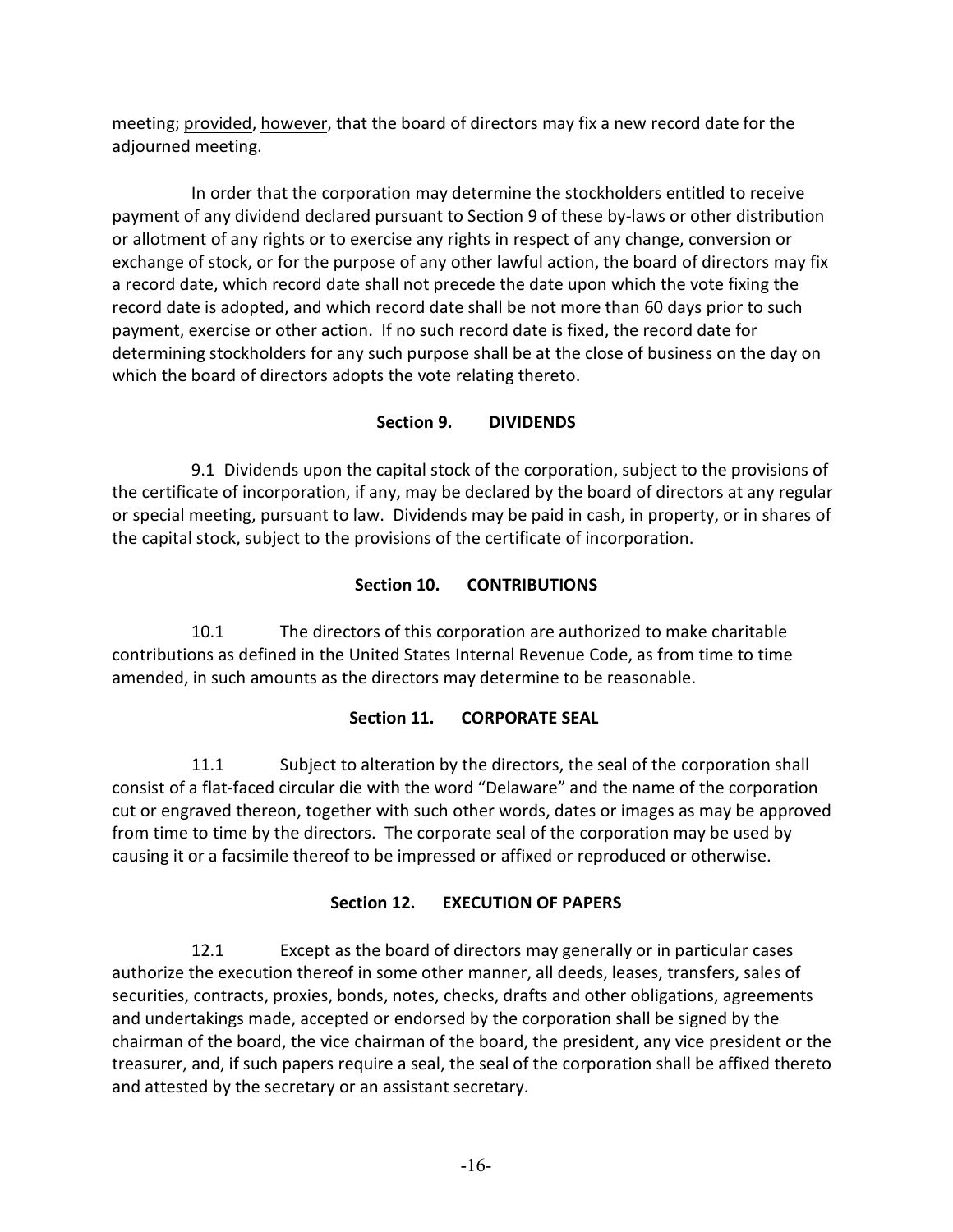meeting; <u>provided</u>, <u>however</u>, that the board of directors may fix a new record date for the adjourned meeting.

In order that the corporation may determine the stockholders entitled to receive payment of any dividend declared pursuant to Section 9 of these by-laws or other distribution or allotment of any rights or to exercise any rights in respect of any change, conversion or exchange of stock, or for the purpose of any other lawful action, the board of directors may fix a record date, which record date shall not precede the date upon which the vote fixing the record date is adopted, and which record date shall be not more than 60 days prior to such payment, exercise or other action. If no such record date is fixed, the record date for determining stockholders for any such purpose shall be at the close of business on the day on which the board of directors adopts the vote relating thereto.

## Section 9. DIVIDENDS

9.1 Dividends upon the capital stock of the corporation, subject to the provisions of the certificate of incorporation, if any, may be declared by the board of directors at any regular or special meeting, pursuant to law. Dividends may be paid in cash, in property, or in shares of the capital stock, subject to the provisions of the certificate of incorporation.

## Section 10. CONTRIBUTIONS

10.1 The directors of this corporation are authorized to make charitable contributions as defined in the United States Internal Revenue Code, as from time to time amended, in such amounts as the directors may determine to be reasonable.

## Section 11. CORPORATE SEAL

11.1 Subject to alteration by the directors, the seal of the corporation shall consist of a flat-faced circular die with the word "Delaware" and the name of the corporation cut or engraved thereon, together with such other words, dates or images as may be approved from time to time by the directors. The corporate seal of the corporation may be used by causing it or a facsimile thereof to be impressed or affixed or reproduced or otherwise.

## Section 12. EXECUTION OF PAPERS

12.1 Except as the board of directors may generally or in particular cases authorize the execution thereof in some other manner, all deeds, leases, transfers, sales of securities, contracts, proxies, bonds, notes, checks, drafts and other obligations, agreements and undertakings made, accepted or endorsed by the corporation shall be signed by the chairman of the board, the vice chairman of the board, the president, any vice president or the treasurer, and, if such papers require a seal, the seal of the corporation shall be affixed thereto and attested by the secretary or an assistant secretary.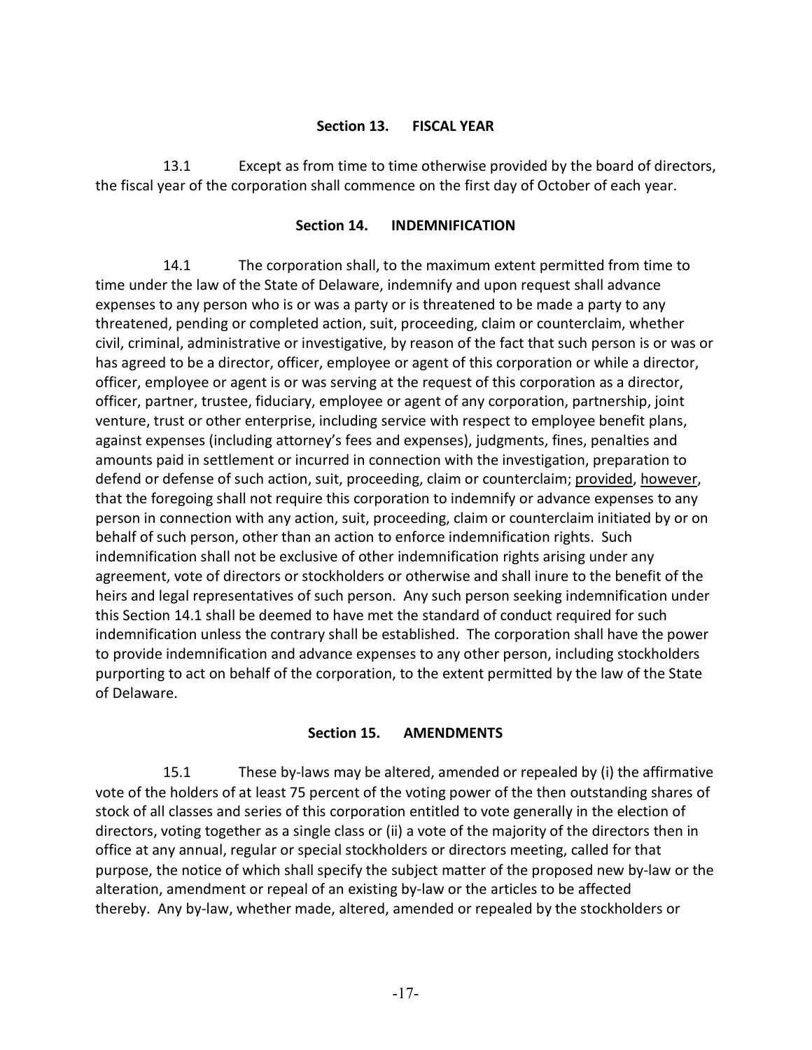## Section 13. FISCAL YEAR

13.1 Except as from time to time otherwise provided by the board of directors, the fiscal year of the corporation shall commence on the first day of October of each year.

## Section 14. INDEMNIFICATION

14.1 The corporation shall, to the maximum extent permitted from time to time under the law of the State of Delaware, indemnify and upon request shall advance expenses to any person who is or was a party or is threatened to be made a party to any threatened, pending or completed action, suit, proceeding, claim or counterclaim, whether civil, criminal, administrative or investigative, by reason of the fact that such person is or was or has agreed to be a director, officer, employee or agent of this corporation or while a director, officer, employee or agent is or was serving at the request of this corporation as a director, officer, partner, trustee, fiduciary, employee or agent of any corporation, partnership, joint venture, trust or other enterprise, including service with respect to employee benefit plans, against expenses (including attorney's fees and expenses), judgments, fines, penalties and amounts paid in settlement or incurred in connection with the investigation, preparation to defend or defense of such action, suit, proceeding, claim or counterclaim; provided, however, that the foregoing shall not require this corporation to indemnify or advance expenses to any person in connection with any action, suit, proceeding, claim or counterclaim initiated by or on behalf of such person, other than an action to enforce indemnification rights. Such indemnification shall not be exclusive of other indemnification rights arising under any agreement, vote of directors or stockholders or otherwise and shall inure to the benefit of the heirs and legal representatives of such person. Any such person seeking indemnification under this Section 14.1 shall be deemed to have met the standard of conduct required for such indemnification unless the contrary shall be established. The corporation shall have the power to provide indemnification and advance expenses to any other person, including stockholders purporting to act on behalf of the corporation, to the extent permitted by the law of the State of Delaware.

## Section 15. AMENDMENTS

15.1 These by-laws may be altered, amended or repealed by (i) the affirmative vote of the holders of at least 75 percent of the voting power of the then outstanding shares of stock of all classes and series of this corporation entitled to vote generally in the election of directors, voting together as a single class or (ii) a vote of the majority of the directors then in office at any annual, regular or special stockholders or directors meeting, called for that purpose, the notice of which shall specify the subject matter of the proposed new by-law or the alteration, amendment or repeal of an existing by-law or the articles to be affected thereby. Any by-law, whether made, altered, amended or repealed by the stockholders or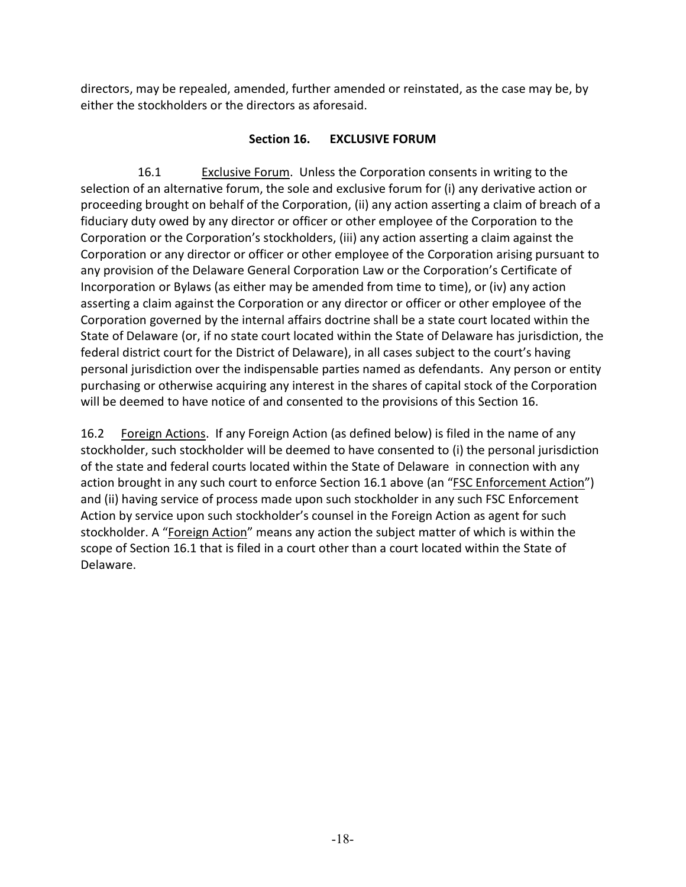directors, may be repealed, amended, further amended or reinstated, as the case may be, by either the stockholders or the directors as aforesaid.

## Section 16. EXCLUSIVE FORUM

16.1 Exclusive Forum. Unless the Corporation consents in writing to the selection of an alternative forum, the sole and exclusive forum for (i) any derivative action or proceeding brought on behalf of the Corporation, (ii) any action asserting a claim of breach of a fiduciary duty owed by any director or officer or other employee of the Corporation to the Corporation or the Corporation's stockholders, (iii) any action asserting a claim against the Corporation or any director or officer or other employee of the Corporation arising pursuant to any provision of the Delaware General Corporation Law or the Corporation's Certificate of Incorporation or Bylaws (as either may be amended from time to time), or (iv) any action asserting a claim against the Corporation or any director or officer or other employee of the Corporation governed by the internal affairs doctrine shall be a state court located within the State of Delaware (or, if no state court located within the State of Delaware has jurisdiction, the federal district court for the District of Delaware), in all cases subject to the court's having personal jurisdiction over the indispensable parties named as defendants. Any person or entity purchasing or otherwise acquiring any interest in the shares of capital stock of the Corporation will be deemed to have notice of and consented to the provisions of this Section 16.

16.2 Foreign Actions. If any Foreign Action (as defined below) is filed in the name of any stockholder, such stockholder will be deemed to have consented to (i) the personal jurisdiction of the state and federal courts located within the State of Delaware in connection with any action brought in any such court to enforce Section 16.1 above (an "FSC Enforcement Action") and (ii) having service of process made upon such stockholder in any such FSC Enforcement Action by service upon such stockholder's counsel in the Foreign Action as agent for such stockholder. A "Foreign Action" means any action the subject matter of which is within the scope of Section 16.1 that is filed in a court other than a court located within the State of Delaware.